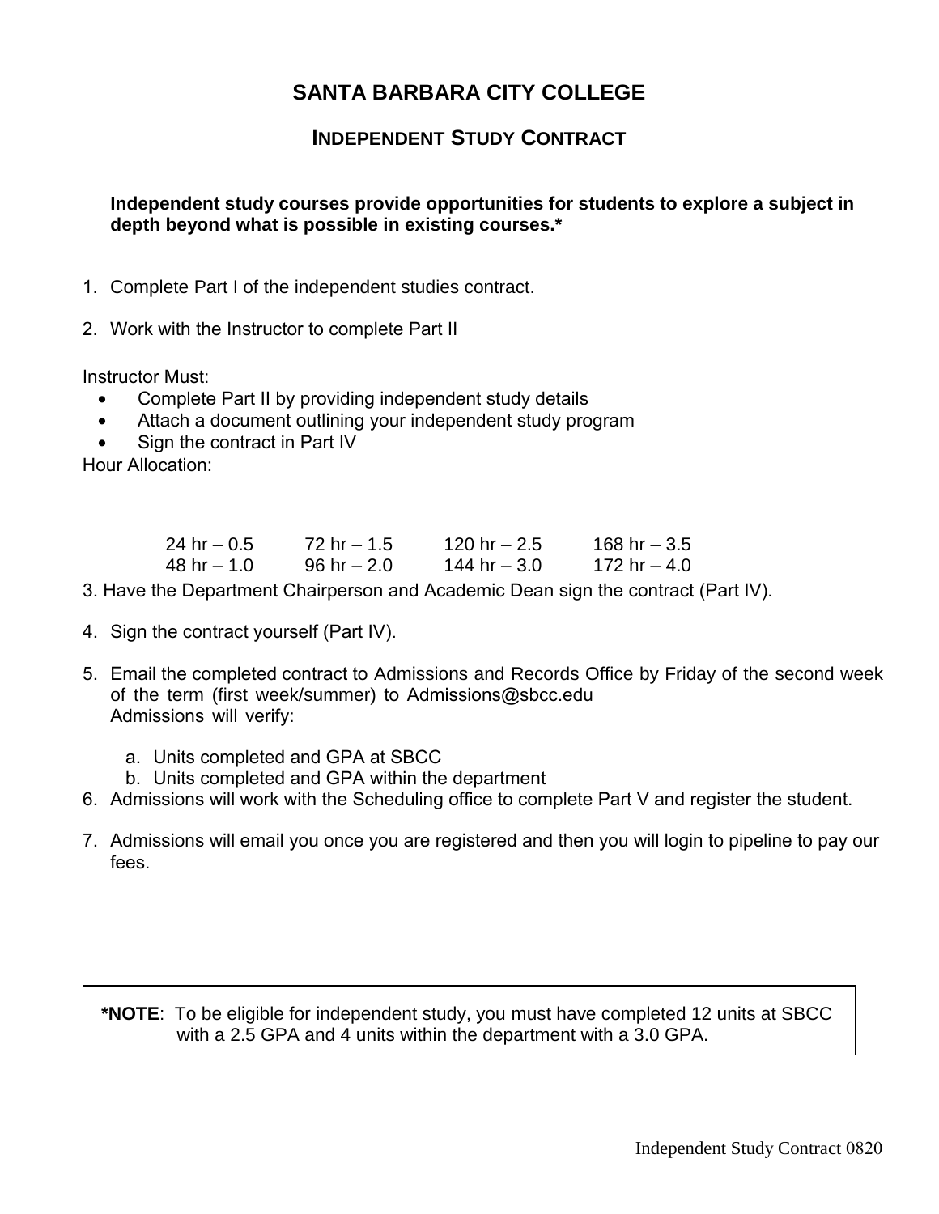# SANTA BARBARA CITY COLLEGE

## INDEPENDENT STUDY CONTRACT

**Independent study courses provide opportunities for students to explore a subject in depth beyond what is possible in existing courses.***

1. Complete Part I of the independent studies contract.

2. Work with the Instructor to complete Part II

Instructor Must:

- Complete Part II by providing independent study details
- Attach a document outlining your independent study program
- Sign the contract in Part IV

Hour Allocation:

| | | | |
|---|---|---|---|
| 24 hr – 0.5 | 72 hr – 1.5 | 120 hr – 2.5 | 168 hr – 3.5 |
| 48 hr – 1.0 | 96 hr – 2.0 | 144 hr – 3.0 | 172 hr – 4.0 |

3. Have the Department Chairperson and Academic Dean sign the contract (Part IV).

4. Sign the contract yourself (Part IV).

5. Email the completed contract to Admissions and Records Office by Friday of the second week of the term (first week/summer) to Admissions@sbcc.edu
   Admissions will verify:

   a. Units completed and GPA at SBCC
   b. Units completed and GPA within the department

6. Admissions will work with the Scheduling office to complete Part V and register the student.

7. Admissions will email you once you are registered and then you will login to pipeline to pay our fees.

> ***NOTE**: To be eligible for independent study, you must have completed 12 units at SBCC with a 2.5 GPA and 4 units within the department with a 3.0 GPA.

Independent Study Contract 0820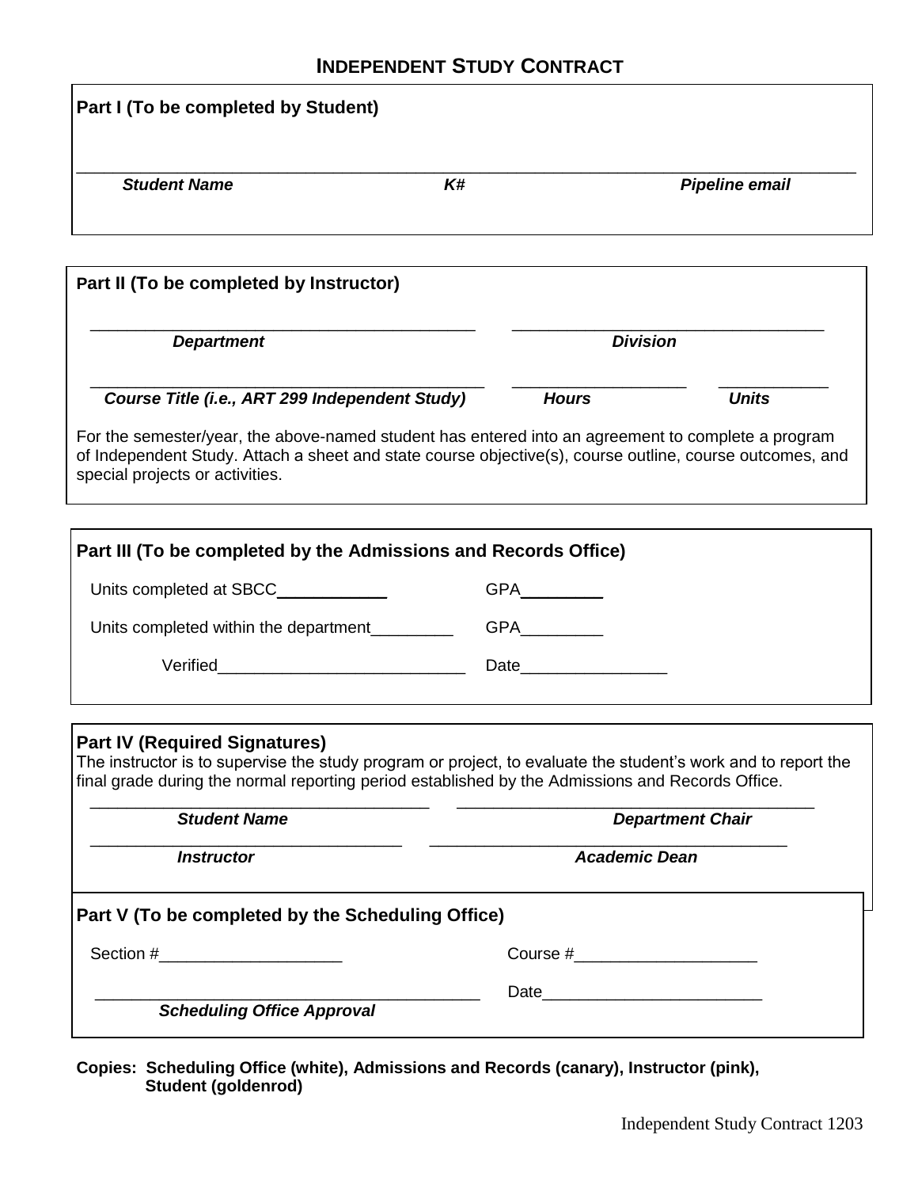# INDEPENDENT STUDY CONTRACT

**Part I (To be completed by Student)**

______________________________________________________________________________

***Student Name*** ***K#*** ***Pipeline email***

**Part II (To be completed by Instructor)**

________________________________________ ________________________________

***Department*** ***Division***

________________________________________ ________________ __________

***Course Title (i.e., ART 299 Independent Study)*** ***Hours*** ***Units***

For the semester/year, the above-named student has entered into an agreement to complete a program of Independent Study. Attach a sheet and state course objective(s), course outline, course outcomes, and special projects or activities.

**Part III (To be completed by the Admissions and Records Office)**

Units completed at SBCC__________ GPA_________

Units completed within the department_________ GPA_________

Verified___________________________ Date________________

**Part IV (Required Signatures)**

The instructor is to supervise the study program or project, to evaluate the student's work and to report the final grade during the normal reporting period established by the Admissions and Records Office.

___________________________________ _____________________________________

***Student Name*** ***Department Chair***

_________________________________ _____________________________________

***Instructor*** ***Academic Dean***

**Part V (To be completed by the Scheduling Office)**

Section #____________________ Course #____________________

________________________________________ Date________________________

***Scheduling Office Approval***

**Copies: Scheduling Office (white), Admissions and Records (canary), Instructor (pink), Student (goldenrod)**

Independent Study Contract 1203